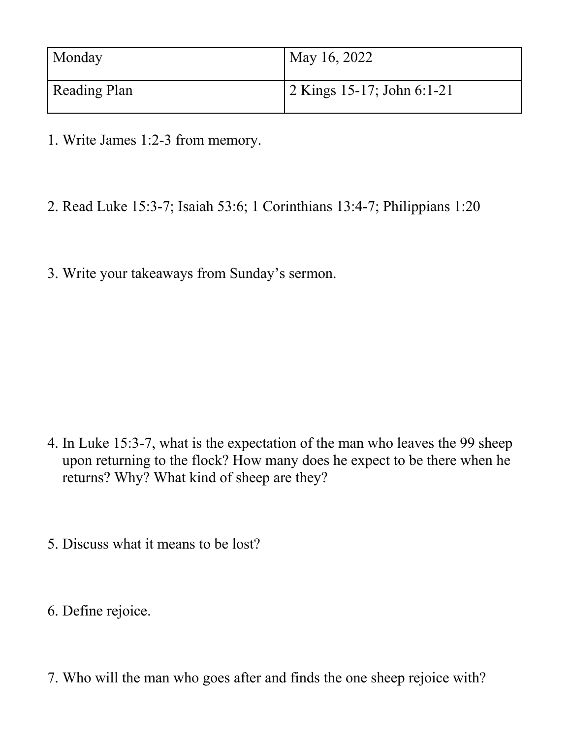| Monday | May 16, 2022 |
|---|---|
| Reading Plan | 2 Kings 15-17; John 6:1-21 |

1. Write James 1:2-3 from memory.

2. Read Luke 15:3-7; Isaiah 53:6; 1 Corinthians 13:4-7; Philippians 1:20

3. Write your takeaways from Sunday's sermon.

4. In Luke 15:3-7, what is the expectation of the man who leaves the 99 sheep upon returning to the flock? How many does he expect to be there when he returns? Why? What kind of sheep are they?

5. Discuss what it means to be lost?

6. Define rejoice.

7. Who will the man who goes after and finds the one sheep rejoice with?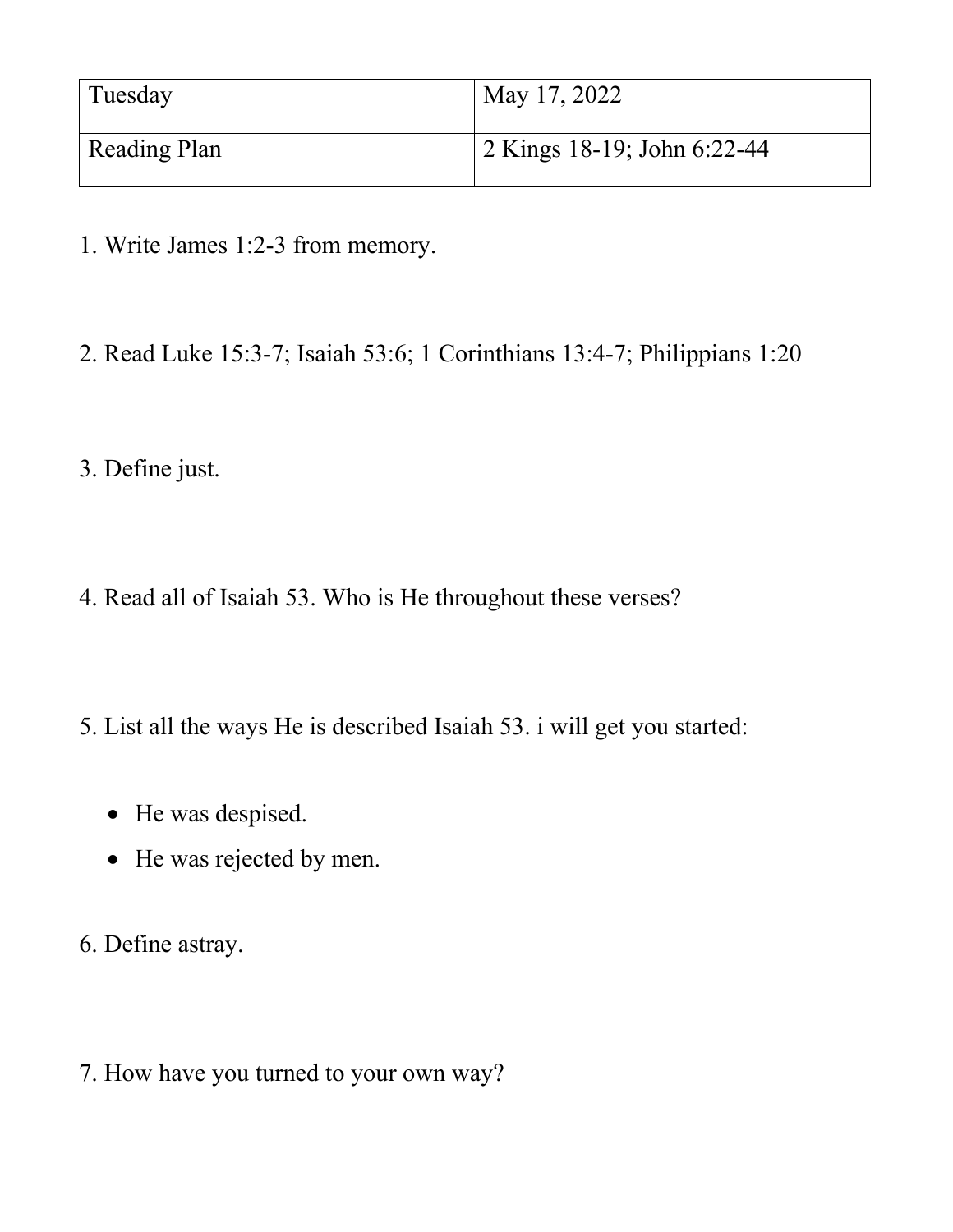| Tuesday | May 17, 2022 |
| --- | --- |
| Reading Plan | 2 Kings 18-19; John 6:22-44 |

1. Write James 1:2-3 from memory.

2. Read Luke 15:3-7; Isaiah 53:6; 1 Corinthians 13:4-7; Philippians 1:20

3. Define just.

4. Read all of Isaiah 53. Who is He throughout these verses?

5. List all the ways He is described Isaiah 53. i will get you started:

- He was despised.
- He was rejected by men.

6. Define astray.

7. How have you turned to your own way?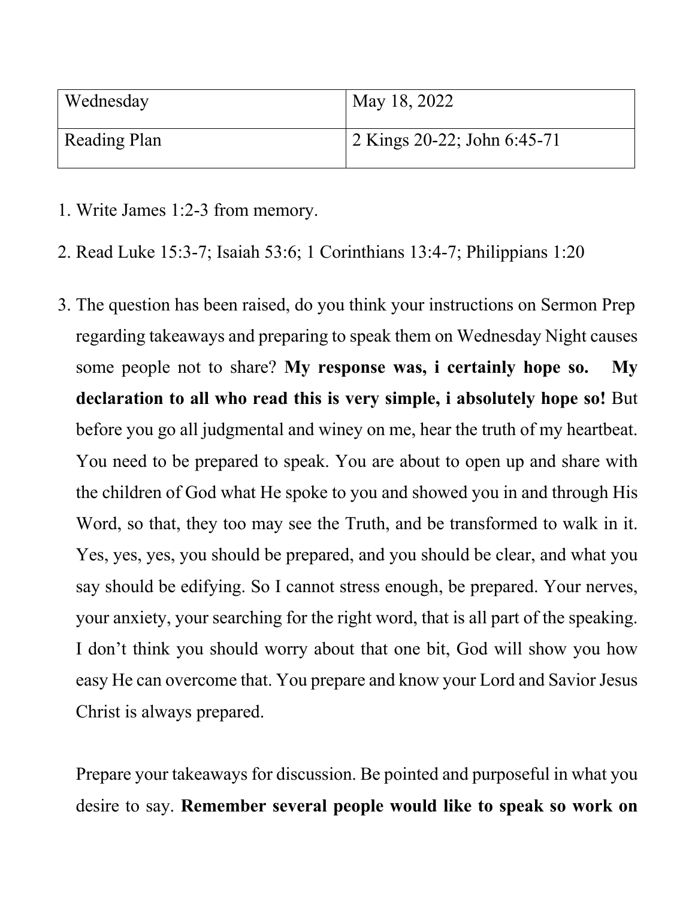| Wednesday | May 18, 2022 |
|---|---|
| Reading Plan | 2 Kings 20-22; John 6:45-71 |

1. Write James 1:2-3 from memory.

2. Read Luke 15:3-7; Isaiah 53:6; 1 Corinthians 13:4-7; Philippians 1:20

3. The question has been raised, do you think your instructions on Sermon Prep regarding takeaways and preparing to speak them on Wednesday Night causes some people not to share? **My response was, i certainly hope so. My declaration to all who read this is very simple, i absolutely hope so!** But before you go all judgmental and winey on me, hear the truth of my heartbeat. You need to be prepared to speak. You are about to open up and share with the children of God what He spoke to you and showed you in and through His Word, so that, they too may see the Truth, and be transformed to walk in it. Yes, yes, yes, you should be prepared, and you should be clear, and what you say should be edifying. So I cannot stress enough, be prepared. Your nerves, your anxiety, your searching for the right word, that is all part of the speaking. I don't think you should worry about that one bit, God will show you how easy He can overcome that. You prepare and know your Lord and Savior Jesus Christ is always prepared.

   Prepare your takeaways for discussion. Be pointed and purposeful in what you desire to say. **Remember several people would like to speak so work on**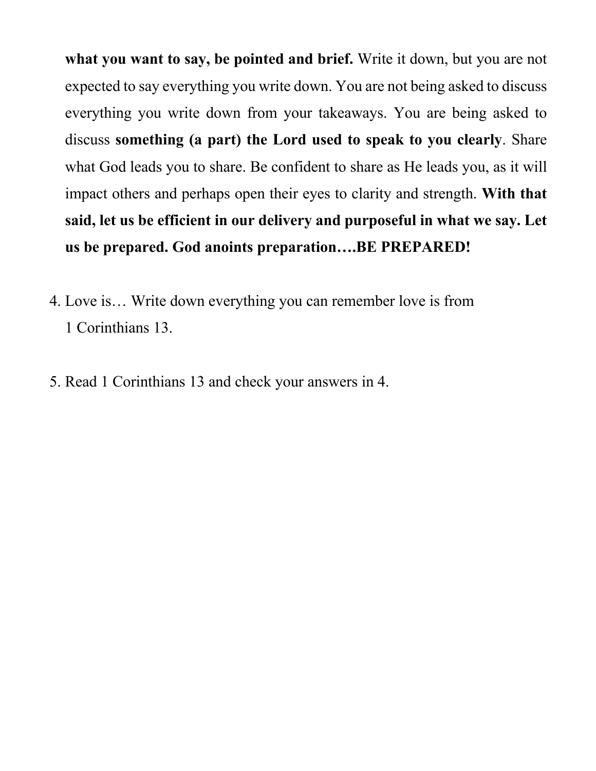**what you want to say, be pointed and brief.** Write it down, but you are not expected to say everything you write down. You are not being asked to discuss everything you write down from your takeaways. You are being asked to discuss **something (a part) the Lord used to speak to you clearly**. Share what God leads you to share. Be confident to share as He leads you, as it will impact others and perhaps open their eyes to clarity and strength. **With that said, let us be efficient in our delivery and purposeful in what we say. Let us be prepared. God anoints preparation….BE PREPARED!**

4. Love is… Write down everything you can remember love is from 1 Corinthians 13.

5. Read 1 Corinthians 13 and check your answers in 4.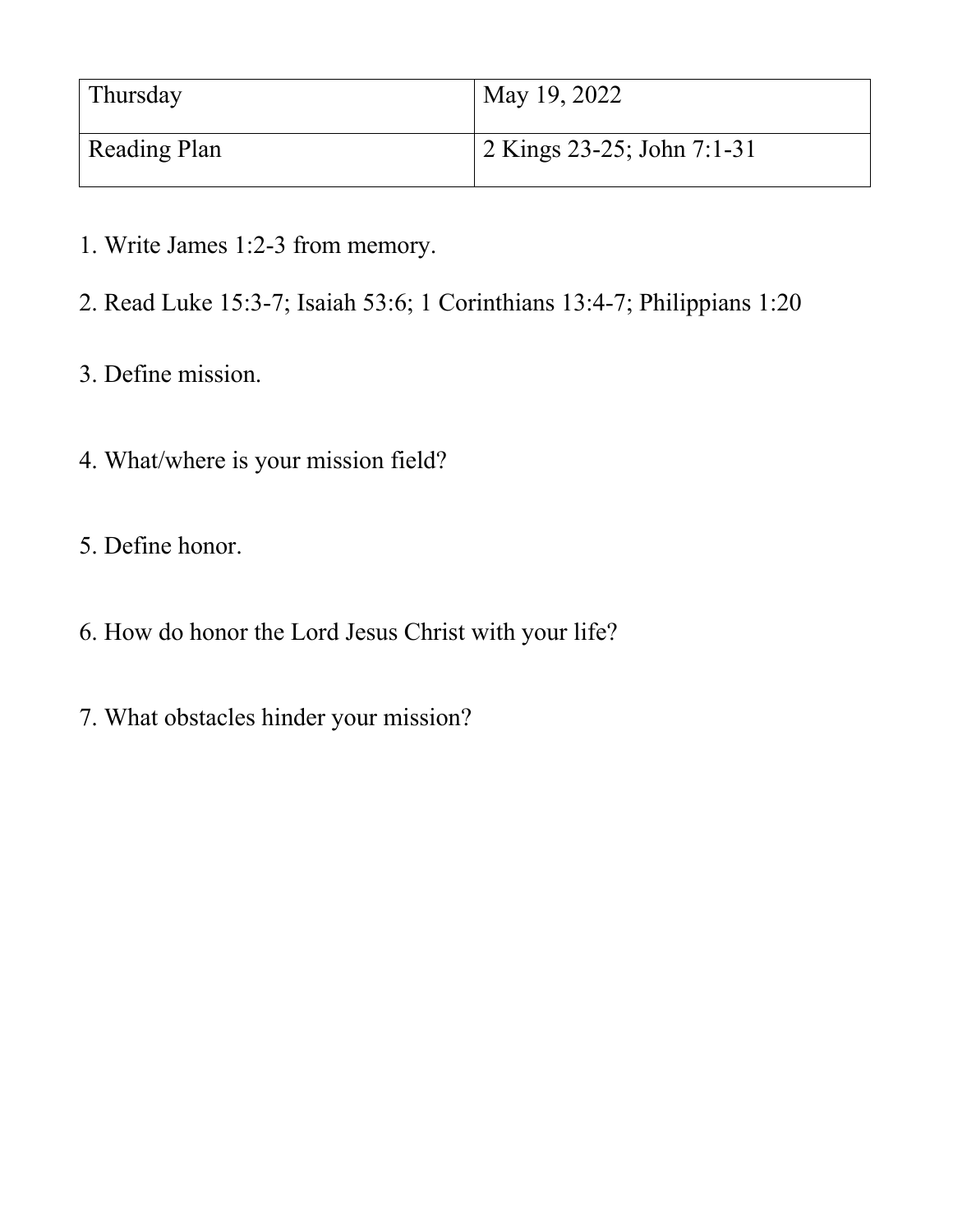| Thursday | May 19, 2022 |
| --- | --- |
| Reading Plan | 2 Kings 23-25; John 7:1-31 |

1. Write James 1:2-3 from memory.

2. Read Luke 15:3-7; Isaiah 53:6; 1 Corinthians 13:4-7; Philippians 1:20

3. Define mission.

4. What/where is your mission field?

5. Define honor.

6. How do honor the Lord Jesus Christ with your life?

7. What obstacles hinder your mission?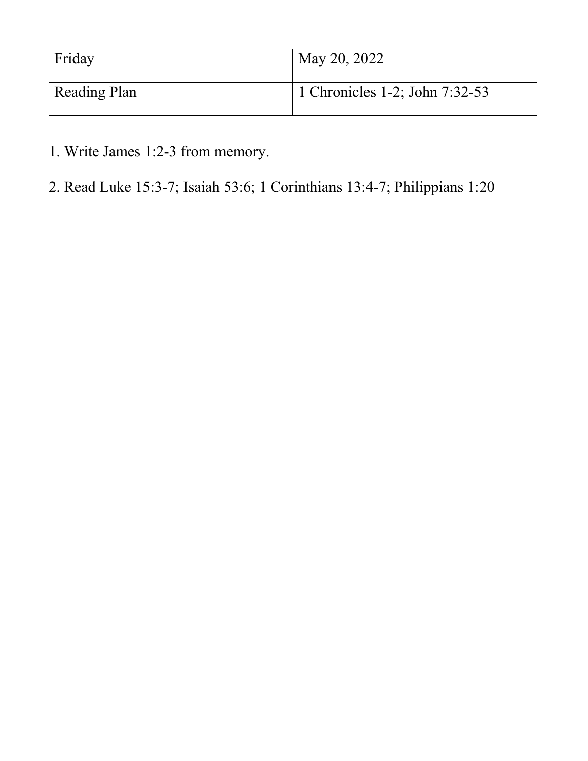| Friday | May 20, 2022 |
| --- | --- |
| Reading Plan | 1 Chronicles 1-2; John 7:32-53 |

1. Write James 1:2-3 from memory.

2. Read Luke 15:3-7; Isaiah 53:6; 1 Corinthians 13:4-7; Philippians 1:20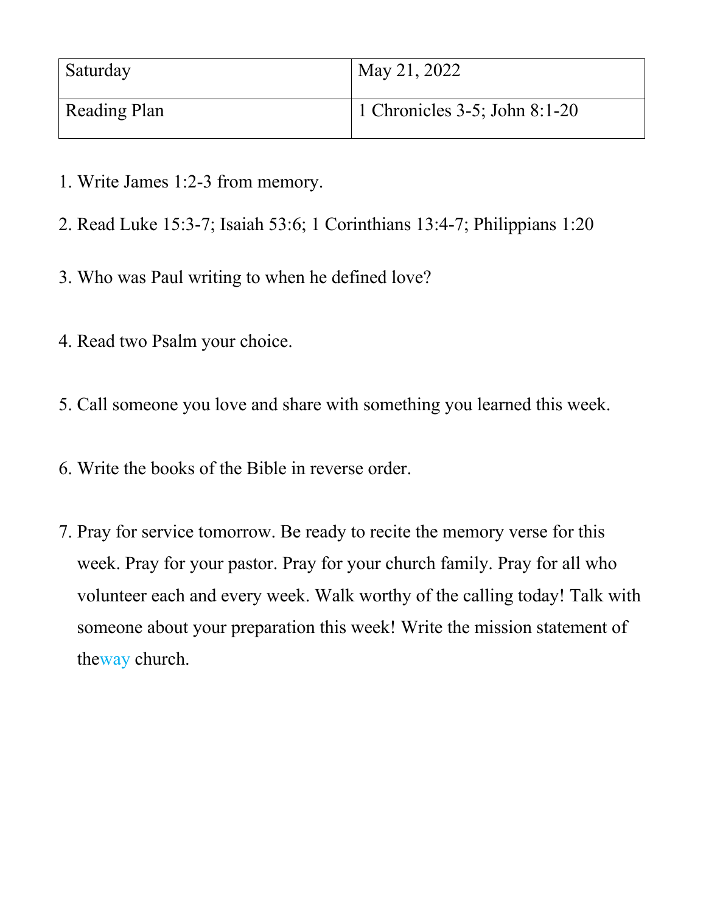| Saturday | May 21, 2022 |
| --- | --- |
| Reading Plan | 1 Chronicles 3-5; John 8:1-20 |

1. Write James 1:2-3 from memory.
2. Read Luke 15:3-7; Isaiah 53:6; 1 Corinthians 13:4-7; Philippians 1:20
3. Who was Paul writing to when he defined love?
4. Read two Psalm your choice.
5. Call someone you love and share with something you learned this week.
6. Write the books of the Bible in reverse order.
7. Pray for service tomorrow. Be ready to recite the memory verse for this week. Pray for your pastor. Pray for your church family. Pray for all who volunteer each and every week. Walk worthy of the calling today! Talk with someone about your preparation this week! Write the mission statement of theway church.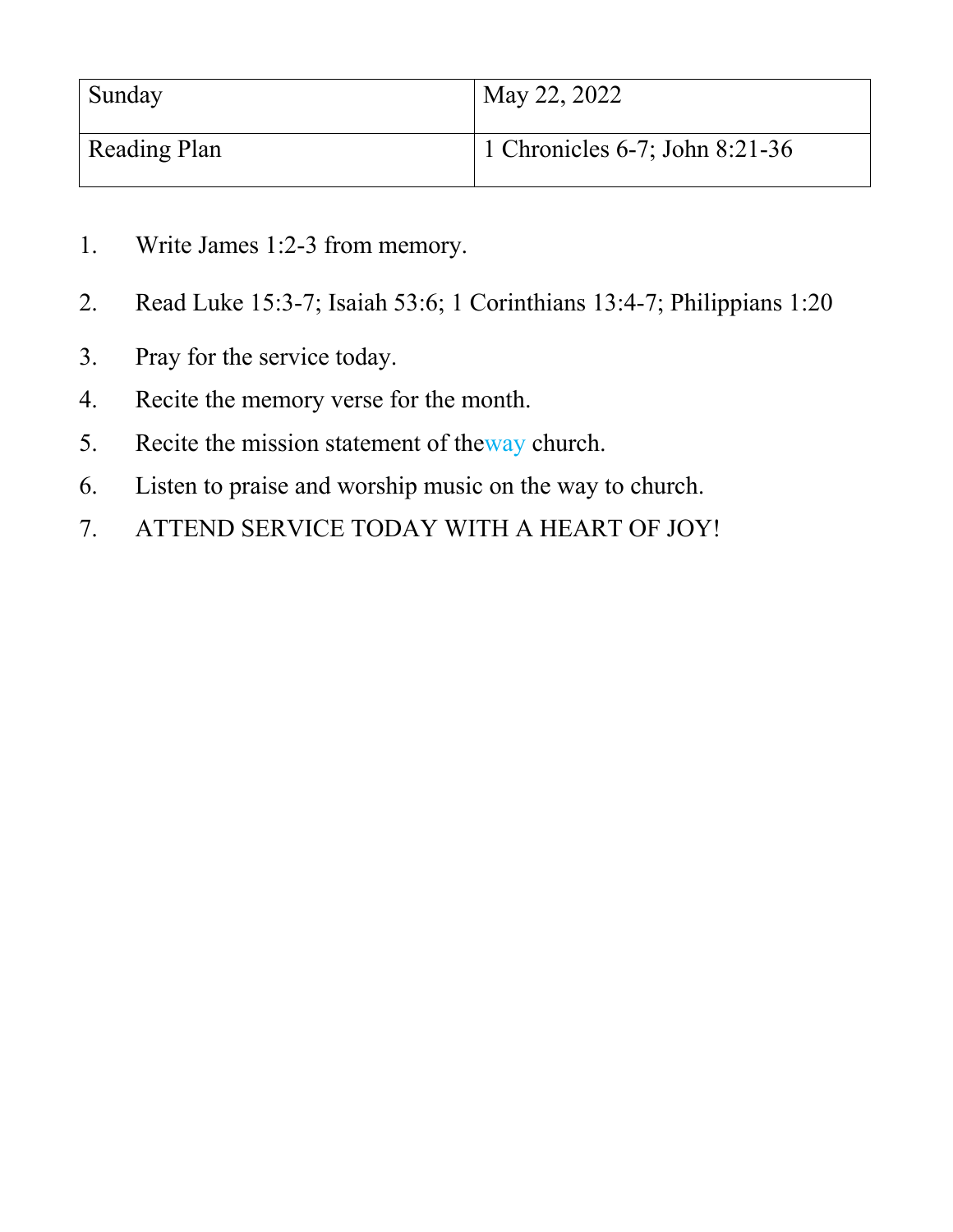| | |
|---|---|
| Sunday | May 22, 2022 |
| Reading Plan | 1 Chronicles 6-7; John 8:21-36 |

1. Write James 1:2-3 from memory.
2. Read Luke 15:3-7; Isaiah 53:6; 1 Corinthians 13:4-7; Philippians 1:20
3. Pray for the service today.
4. Recite the memory verse for the month.
5. Recite the mission statement of theway church.
6. Listen to praise and worship music on the way to church.
7. ATTEND SERVICE TODAY WITH A HEART OF JOY!